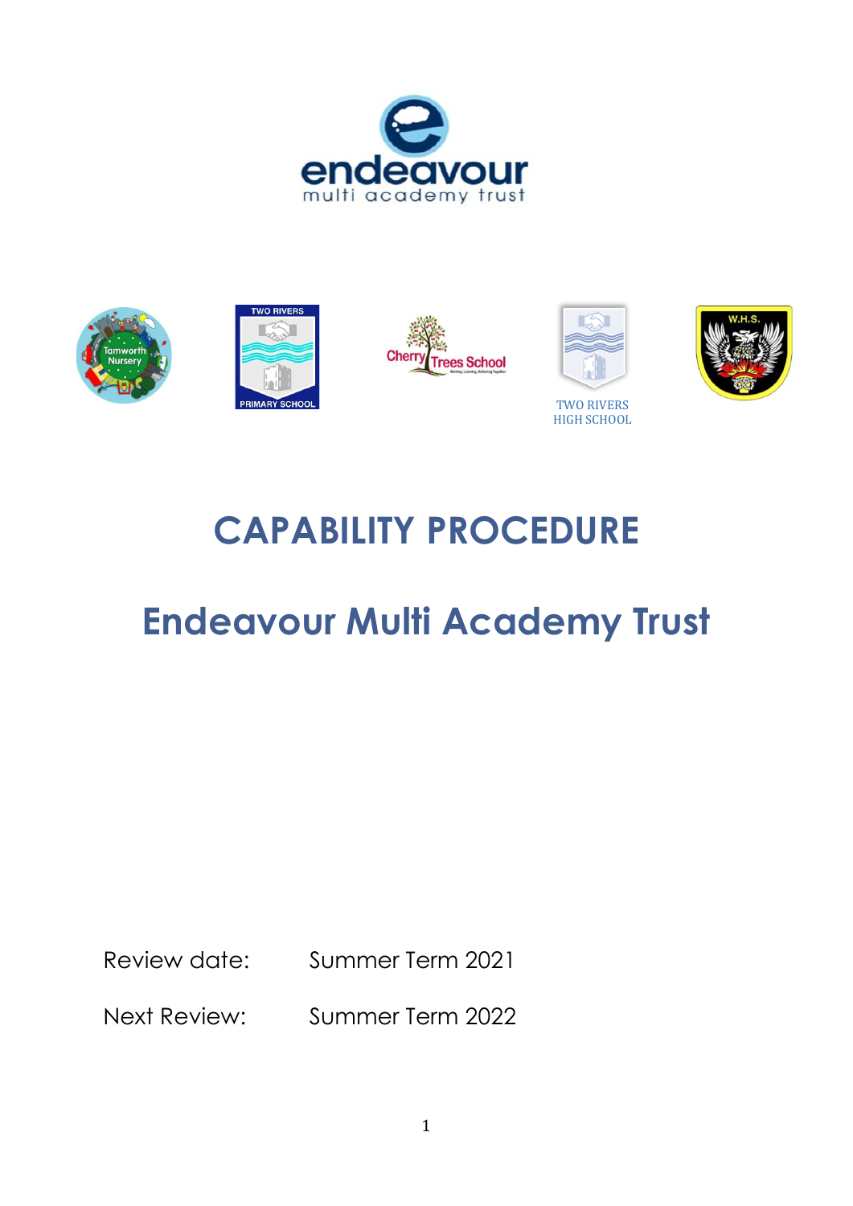# CAPABILITY PROCEDURE

# Endeavour Multi Academy Trust

Review date: Summer Term 2021

Next Review: Summer Term 2022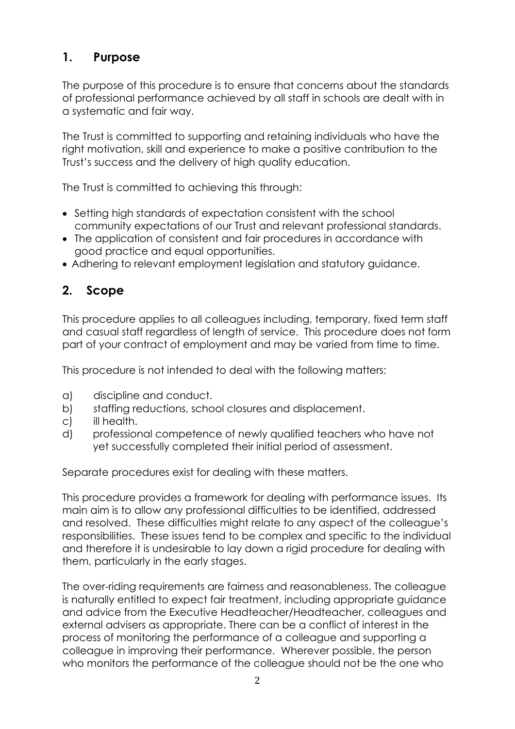## 1. Purpose

The purpose of this procedure is to ensure that concerns about the standards of professional performance achieved by all staff in schools are dealt with in a systematic and fair way.

The Trust is committed to supporting and retaining individuals who have the right motivation, skill and experience to make a positive contribution to the Trust's success and the delivery of high quality education.

The Trust is committed to achieving this through:

- Setting high standards of expectation consistent with the school community expectations of our Trust and relevant professional standards.
- The application of consistent and fair procedures in accordance with good practice and equal opportunities.
- Adhering to relevant employment legislation and statutory guidance.

## 2. Scope

This procedure applies to all colleagues including, temporary, fixed term staff and casual staff regardless of length of service. This procedure does not form part of your contract of employment and may be varied from time to time.

This procedure is not intended to deal with the following matters:

a) discipline and conduct.
b) staffing reductions, school closures and displacement.
c) ill health.
d) professional competence of newly qualified teachers who have not yet successfully completed their initial period of assessment.

Separate procedures exist for dealing with these matters.

This procedure provides a framework for dealing with performance issues. Its main aim is to allow any professional difficulties to be identified, addressed and resolved. These difficulties might relate to any aspect of the colleague's responsibilities. These issues tend to be complex and specific to the individual and therefore it is undesirable to lay down a rigid procedure for dealing with them, particularly in the early stages.

The over-riding requirements are fairness and reasonableness. The colleague is naturally entitled to expect fair treatment, including appropriate guidance and advice from the Executive Headteacher/Headteacher, colleagues and external advisers as appropriate. There can be a conflict of interest in the process of monitoring the performance of a colleague and supporting a colleague in improving their performance. Wherever possible, the person who monitors the performance of the colleague should not be the one who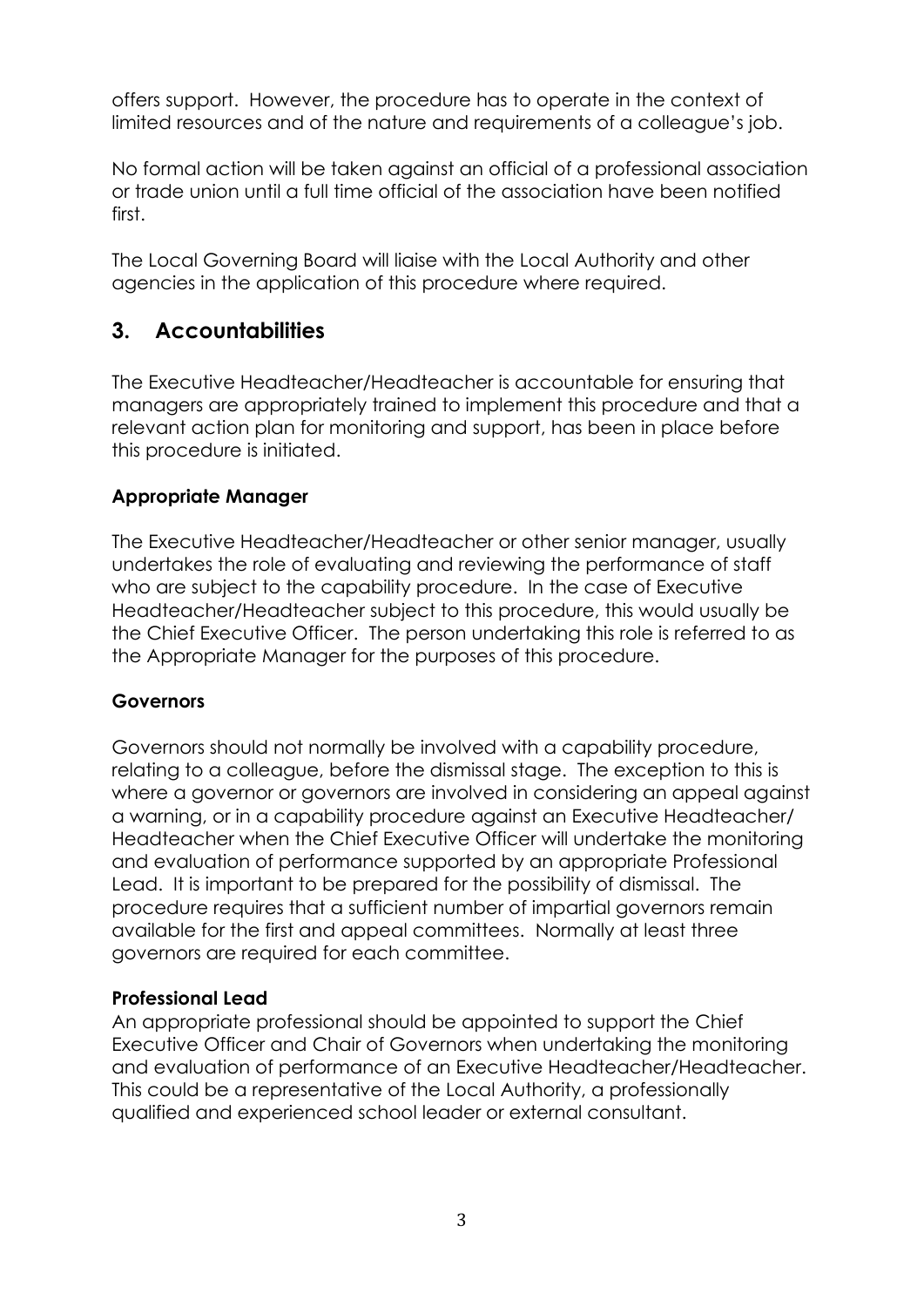offers support. However, the procedure has to operate in the context of limited resources and of the nature and requirements of a colleague's job.

No formal action will be taken against an official of a professional association or trade union until a full time official of the association have been notified first.

The Local Governing Board will liaise with the Local Authority and other agencies in the application of this procedure where required.

## 3. Accountabilities

The Executive Headteacher/Headteacher is accountable for ensuring that managers are appropriately trained to implement this procedure and that a relevant action plan for monitoring and support, has been in place before this procedure is initiated.

### Appropriate Manager

The Executive Headteacher/Headteacher or other senior manager, usually undertakes the role of evaluating and reviewing the performance of staff who are subject to the capability procedure. In the case of Executive Headteacher/Headteacher subject to this procedure, this would usually be the Chief Executive Officer. The person undertaking this role is referred to as the Appropriate Manager for the purposes of this procedure.

### Governors

Governors should not normally be involved with a capability procedure, relating to a colleague, before the dismissal stage. The exception to this is where a governor or governors are involved in considering an appeal against a warning, or in a capability procedure against an Executive Headteacher/ Headteacher when the Chief Executive Officer will undertake the monitoring and evaluation of performance supported by an appropriate Professional Lead. It is important to be prepared for the possibility of dismissal. The procedure requires that a sufficient number of impartial governors remain available for the first and appeal committees. Normally at least three governors are required for each committee.

### Professional Lead

An appropriate professional should be appointed to support the Chief Executive Officer and Chair of Governors when undertaking the monitoring and evaluation of performance of an Executive Headteacher/Headteacher. This could be a representative of the Local Authority, a professionally qualified and experienced school leader or external consultant.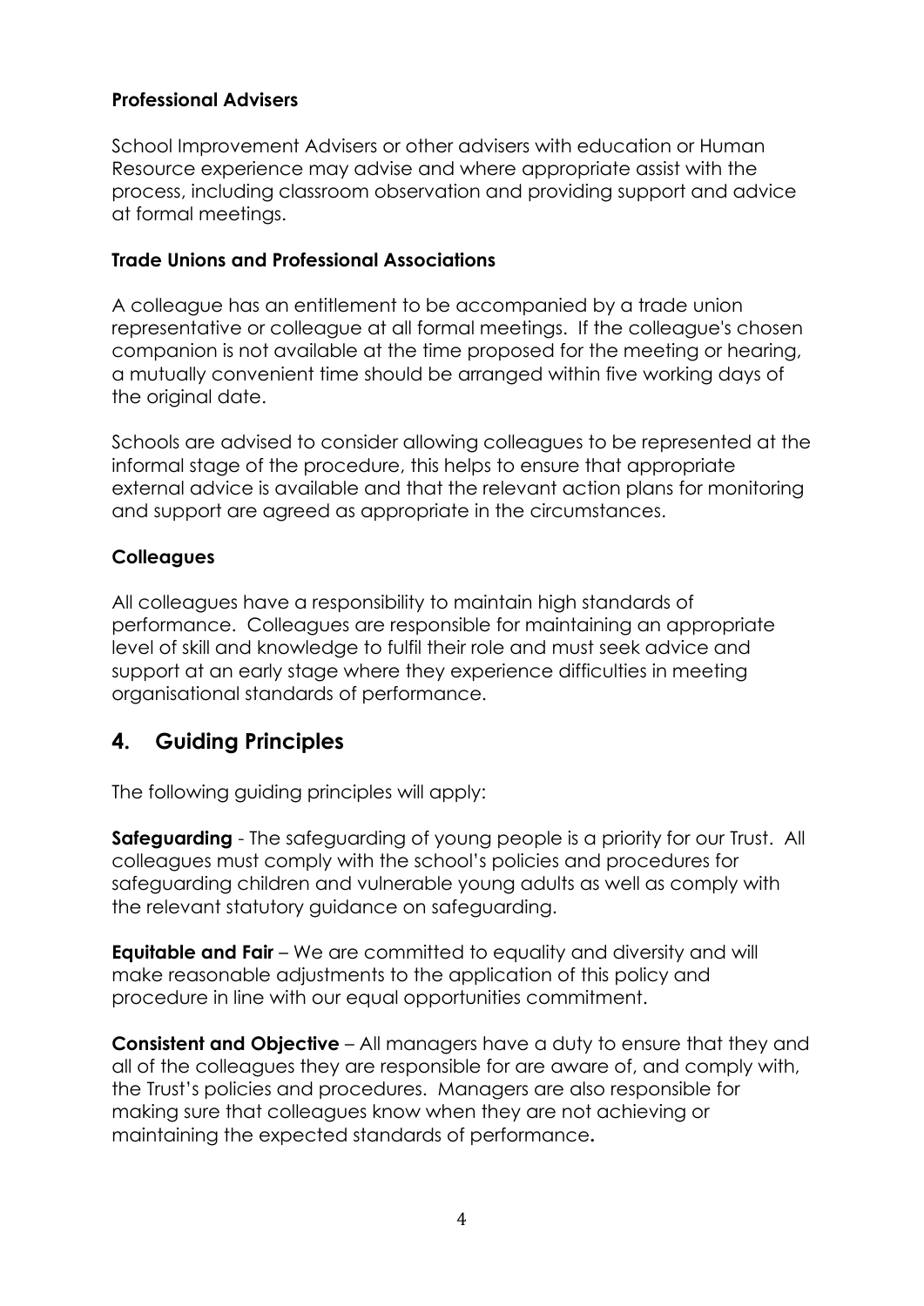**Professional Advisers**

School Improvement Advisers or other advisers with education or Human Resource experience may advise and where appropriate assist with the process, including classroom observation and providing support and advice at formal meetings.

**Trade Unions and Professional Associations**

A colleague has an entitlement to be accompanied by a trade union representative or colleague at all formal meetings. If the colleague's chosen companion is not available at the time proposed for the meeting or hearing, a mutually convenient time should be arranged within five working days of the original date.

Schools are advised to consider allowing colleagues to be represented at the informal stage of the procedure, this helps to ensure that appropriate external advice is available and that the relevant action plans for monitoring and support are agreed as appropriate in the circumstances.

**Colleagues**

All colleagues have a responsibility to maintain high standards of performance. Colleagues are responsible for maintaining an appropriate level of skill and knowledge to fulfil their role and must seek advice and support at an early stage where they experience difficulties in meeting organisational standards of performance.

## 4. Guiding Principles

The following guiding principles will apply:

**Safeguarding** - The safeguarding of young people is a priority for our Trust. All colleagues must comply with the school's policies and procedures for safeguarding children and vulnerable young adults as well as comply with the relevant statutory guidance on safeguarding.

**Equitable and Fair** – We are committed to equality and diversity and will make reasonable adjustments to the application of this policy and procedure in line with our equal opportunities commitment.

**Consistent and Objective** – All managers have a duty to ensure that they and all of the colleagues they are responsible for are aware of, and comply with, the Trust's policies and procedures. Managers are also responsible for making sure that colleagues know when they are not achieving or maintaining the expected standards of performance.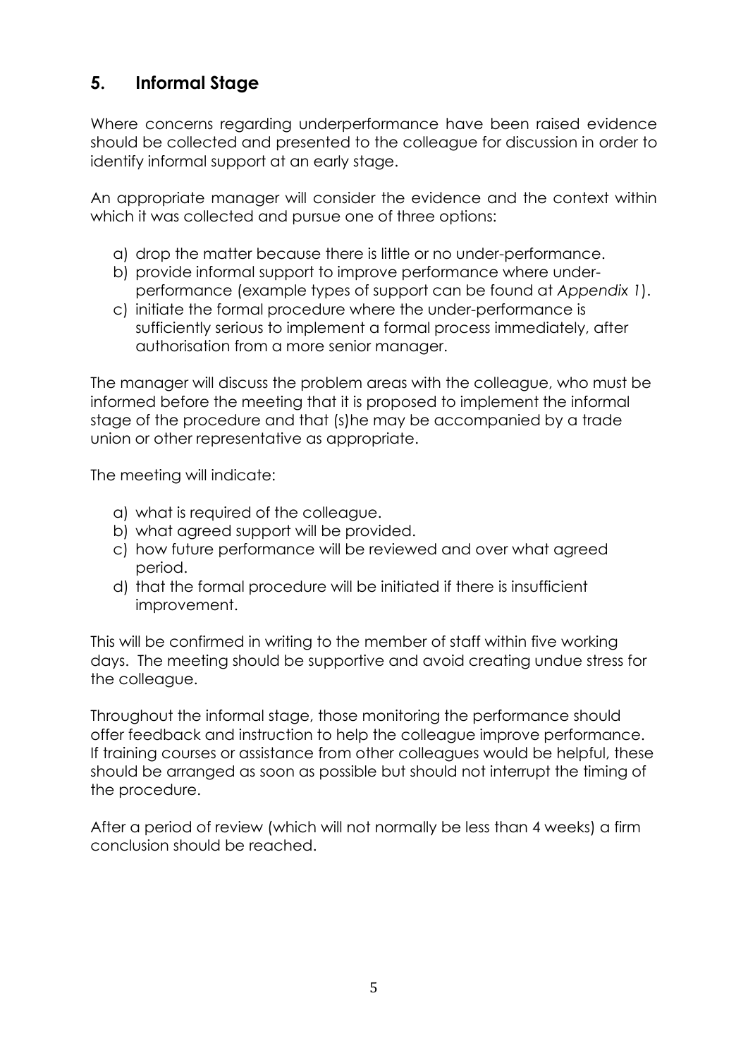## 5. Informal Stage

Where concerns regarding underperformance have been raised evidence should be collected and presented to the colleague for discussion in order to identify informal support at an early stage.

An appropriate manager will consider the evidence and the context within which it was collected and pursue one of three options:

a) drop the matter because there is little or no under-performance.
b) provide informal support to improve performance where under-performance (example types of support can be found at *Appendix 1*).
c) initiate the formal procedure where the under-performance is sufficiently serious to implement a formal process immediately, after authorisation from a more senior manager.

The manager will discuss the problem areas with the colleague, who must be informed before the meeting that it is proposed to implement the informal stage of the procedure and that (s)he may be accompanied by a trade union or other representative as appropriate.

The meeting will indicate:

a) what is required of the colleague.
b) what agreed support will be provided.
c) how future performance will be reviewed and over what agreed period.
d) that the formal procedure will be initiated if there is insufficient improvement.

This will be confirmed in writing to the member of staff within five working days. The meeting should be supportive and avoid creating undue stress for the colleague.

Throughout the informal stage, those monitoring the performance should offer feedback and instruction to help the colleague improve performance. If training courses or assistance from other colleagues would be helpful, these should be arranged as soon as possible but should not interrupt the timing of the procedure.

After a period of review (which will not normally be less than 4 weeks) a firm conclusion should be reached.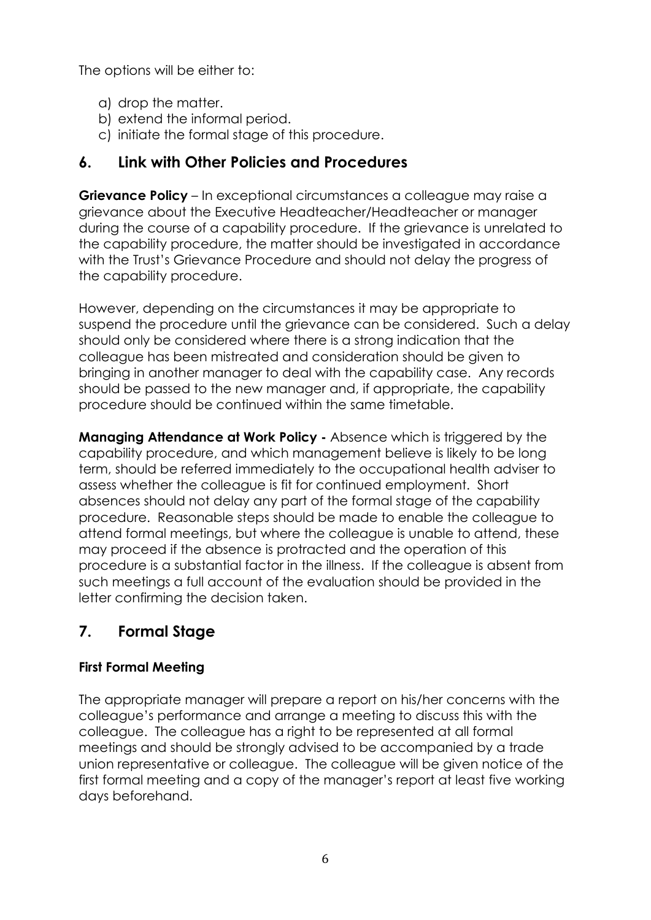The options will be either to:

a) drop the matter.
b) extend the informal period.
c) initiate the formal stage of this procedure.

## 6. Link with Other Policies and Procedures

**Grievance Policy** – In exceptional circumstances a colleague may raise a grievance about the Executive Headteacher/Headteacher or manager during the course of a capability procedure. If the grievance is unrelated to the capability procedure, the matter should be investigated in accordance with the Trust's Grievance Procedure and should not delay the progress of the capability procedure.

However, depending on the circumstances it may be appropriate to suspend the procedure until the grievance can be considered. Such a delay should only be considered where there is a strong indication that the colleague has been mistreated and consideration should be given to bringing in another manager to deal with the capability case. Any records should be passed to the new manager and, if appropriate, the capability procedure should be continued within the same timetable.

**Managing Attendance at Work Policy -** Absence which is triggered by the capability procedure, and which management believe is likely to be long term, should be referred immediately to the occupational health adviser to assess whether the colleague is fit for continued employment. Short absences should not delay any part of the formal stage of the capability procedure. Reasonable steps should be made to enable the colleague to attend formal meetings, but where the colleague is unable to attend, these may proceed if the absence is protracted and the operation of this procedure is a substantial factor in the illness. If the colleague is absent from such meetings a full account of the evaluation should be provided in the letter confirming the decision taken.

## 7. Formal Stage

### First Formal Meeting

The appropriate manager will prepare a report on his/her concerns with the colleague's performance and arrange a meeting to discuss this with the colleague. The colleague has a right to be represented at all formal meetings and should be strongly advised to be accompanied by a trade union representative or colleague. The colleague will be given notice of the first formal meeting and a copy of the manager's report at least five working days beforehand.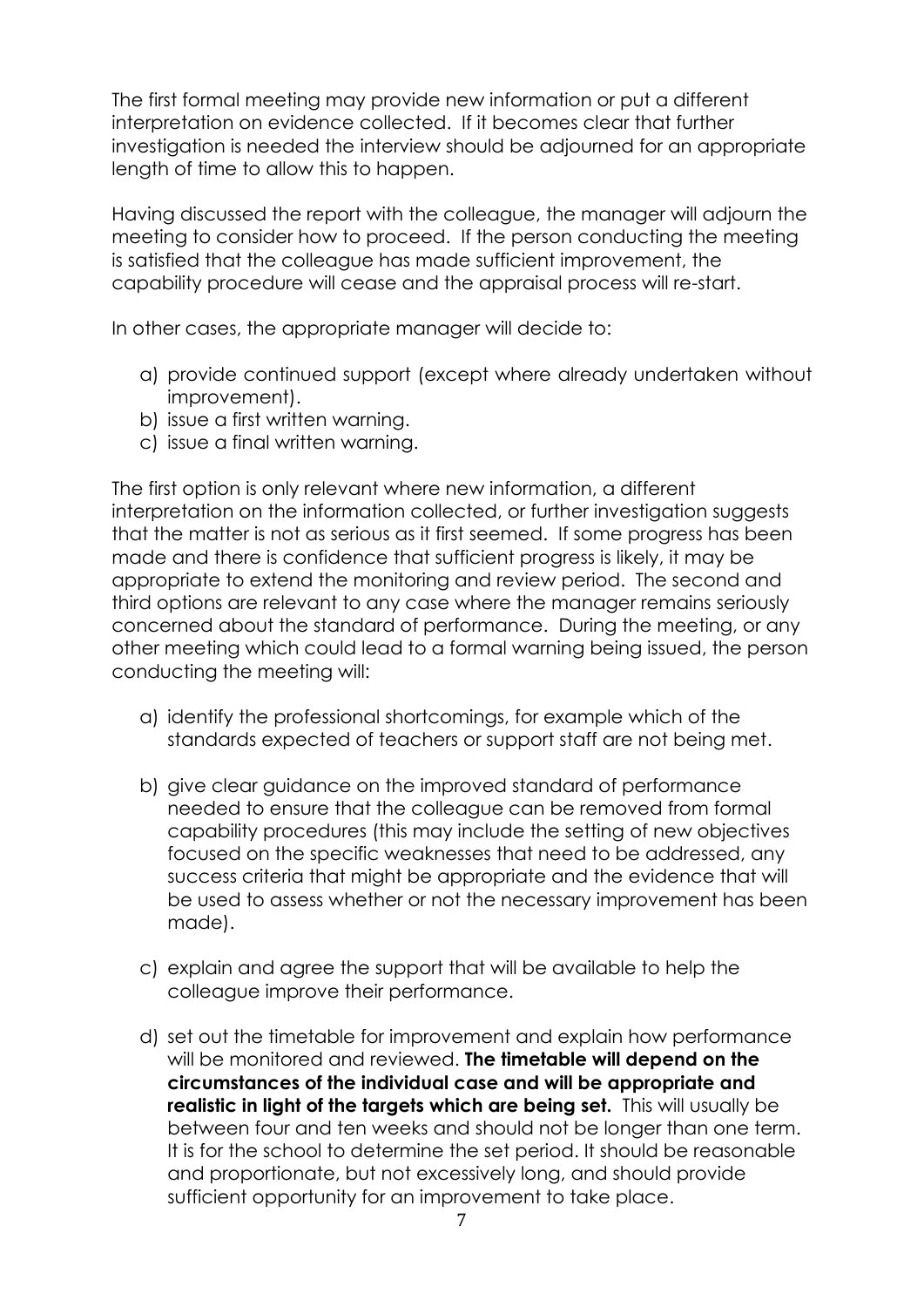The first formal meeting may provide new information or put a different interpretation on evidence collected. If it becomes clear that further investigation is needed the interview should be adjourned for an appropriate length of time to allow this to happen.

Having discussed the report with the colleague, the manager will adjourn the meeting to consider how to proceed. If the person conducting the meeting is satisfied that the colleague has made sufficient improvement, the capability procedure will cease and the appraisal process will re-start.

In other cases, the appropriate manager will decide to:

a) provide continued support (except where already undertaken without improvement).
b) issue a first written warning.
c) issue a final written warning.

The first option is only relevant where new information, a different interpretation on the information collected, or further investigation suggests that the matter is not as serious as it first seemed. If some progress has been made and there is confidence that sufficient progress is likely, it may be appropriate to extend the monitoring and review period. The second and third options are relevant to any case where the manager remains seriously concerned about the standard of performance. During the meeting, or any other meeting which could lead to a formal warning being issued, the person conducting the meeting will:

a) identify the professional shortcomings, for example which of the standards expected of teachers or support staff are not being met.

b) give clear guidance on the improved standard of performance needed to ensure that the colleague can be removed from formal capability procedures (this may include the setting of new objectives focused on the specific weaknesses that need to be addressed, any success criteria that might be appropriate and the evidence that will be used to assess whether or not the necessary improvement has been made).

c) explain and agree the support that will be available to help the colleague improve their performance.

d) set out the timetable for improvement and explain how performance will be monitored and reviewed. **The timetable will depend on the circumstances of the individual case and will be appropriate and realistic in light of the targets which are being set.** This will usually be between four and ten weeks and should not be longer than one term. It is for the school to determine the set period. It should be reasonable and proportionate, but not excessively long, and should provide sufficient opportunity for an improvement to take place.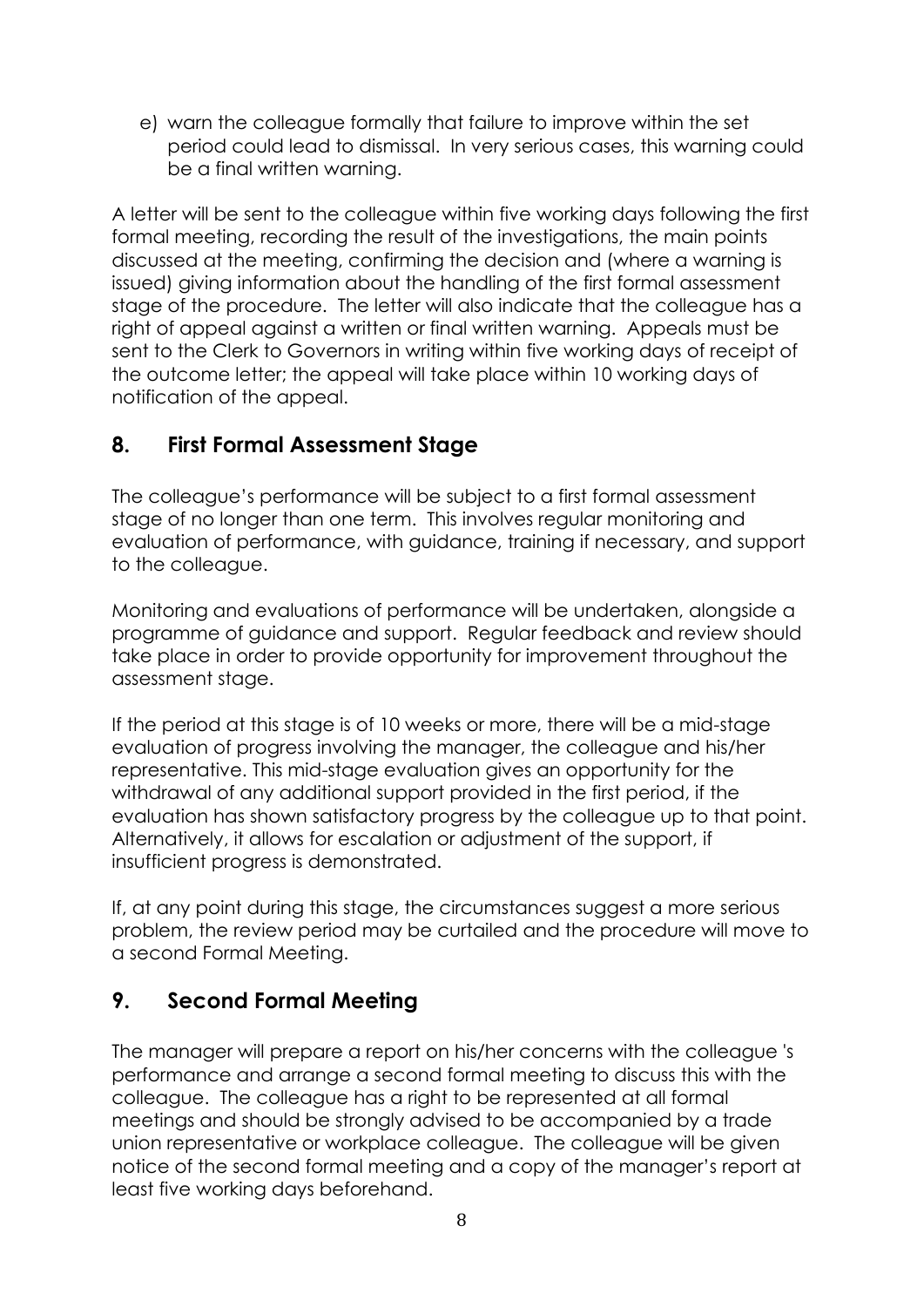e) warn the colleague formally that failure to improve within the set period could lead to dismissal. In very serious cases, this warning could be a final written warning.

A letter will be sent to the colleague within five working days following the first formal meeting, recording the result of the investigations, the main points discussed at the meeting, confirming the decision and (where a warning is issued) giving information about the handling of the first formal assessment stage of the procedure. The letter will also indicate that the colleague has a right of appeal against a written or final written warning. Appeals must be sent to the Clerk to Governors in writing within five working days of receipt of the outcome letter; the appeal will take place within 10 working days of notification of the appeal.

## 8. First Formal Assessment Stage

The colleague's performance will be subject to a first formal assessment stage of no longer than one term. This involves regular monitoring and evaluation of performance, with guidance, training if necessary, and support to the colleague.

Monitoring and evaluations of performance will be undertaken, alongside a programme of guidance and support. Regular feedback and review should take place in order to provide opportunity for improvement throughout the assessment stage.

If the period at this stage is of 10 weeks or more, there will be a mid-stage evaluation of progress involving the manager, the colleague and his/her representative. This mid-stage evaluation gives an opportunity for the withdrawal of any additional support provided in the first period, if the evaluation has shown satisfactory progress by the colleague up to that point. Alternatively, it allows for escalation or adjustment of the support, if insufficient progress is demonstrated.

If, at any point during this stage, the circumstances suggest a more serious problem, the review period may be curtailed and the procedure will move to a second Formal Meeting.

## 9. Second Formal Meeting

The manager will prepare a report on his/her concerns with the colleague 's performance and arrange a second formal meeting to discuss this with the colleague. The colleague has a right to be represented at all formal meetings and should be strongly advised to be accompanied by a trade union representative or workplace colleague. The colleague will be given notice of the second formal meeting and a copy of the manager's report at least five working days beforehand.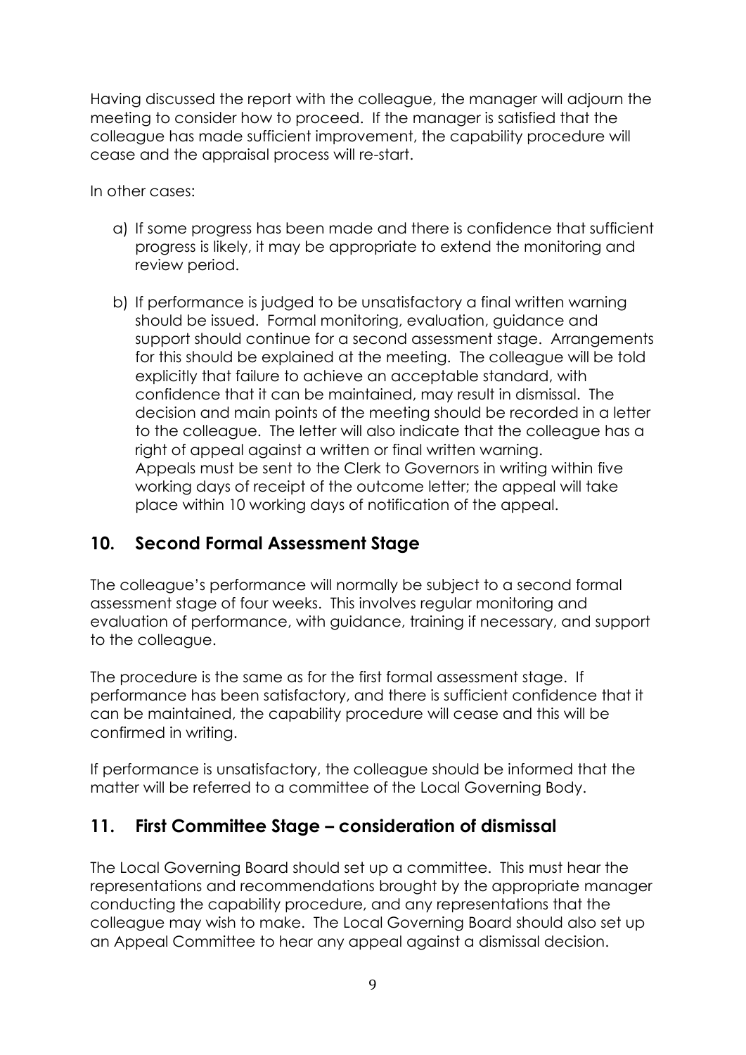Having discussed the report with the colleague, the manager will adjourn the meeting to consider how to proceed. If the manager is satisfied that the colleague has made sufficient improvement, the capability procedure will cease and the appraisal process will re-start.

In other cases:

a) If some progress has been made and there is confidence that sufficient progress is likely, it may be appropriate to extend the monitoring and review period.

b) If performance is judged to be unsatisfactory a final written warning should be issued. Formal monitoring, evaluation, guidance and support should continue for a second assessment stage. Arrangements for this should be explained at the meeting. The colleague will be told explicitly that failure to achieve an acceptable standard, with confidence that it can be maintained, may result in dismissal. The decision and main points of the meeting should be recorded in a letter to the colleague. The letter will also indicate that the colleague has a right of appeal against a written or final written warning.
Appeals must be sent to the Clerk to Governors in writing within five working days of receipt of the outcome letter; the appeal will take place within 10 working days of notification of the appeal.

## 10. Second Formal Assessment Stage

The colleague's performance will normally be subject to a second formal assessment stage of four weeks. This involves regular monitoring and evaluation of performance, with guidance, training if necessary, and support to the colleague.

The procedure is the same as for the first formal assessment stage. If performance has been satisfactory, and there is sufficient confidence that it can be maintained, the capability procedure will cease and this will be confirmed in writing.

If performance is unsatisfactory, the colleague should be informed that the matter will be referred to a committee of the Local Governing Body.

## 11. First Committee Stage – consideration of dismissal

The Local Governing Board should set up a committee. This must hear the representations and recommendations brought by the appropriate manager conducting the capability procedure, and any representations that the colleague may wish to make. The Local Governing Board should also set up an Appeal Committee to hear any appeal against a dismissal decision.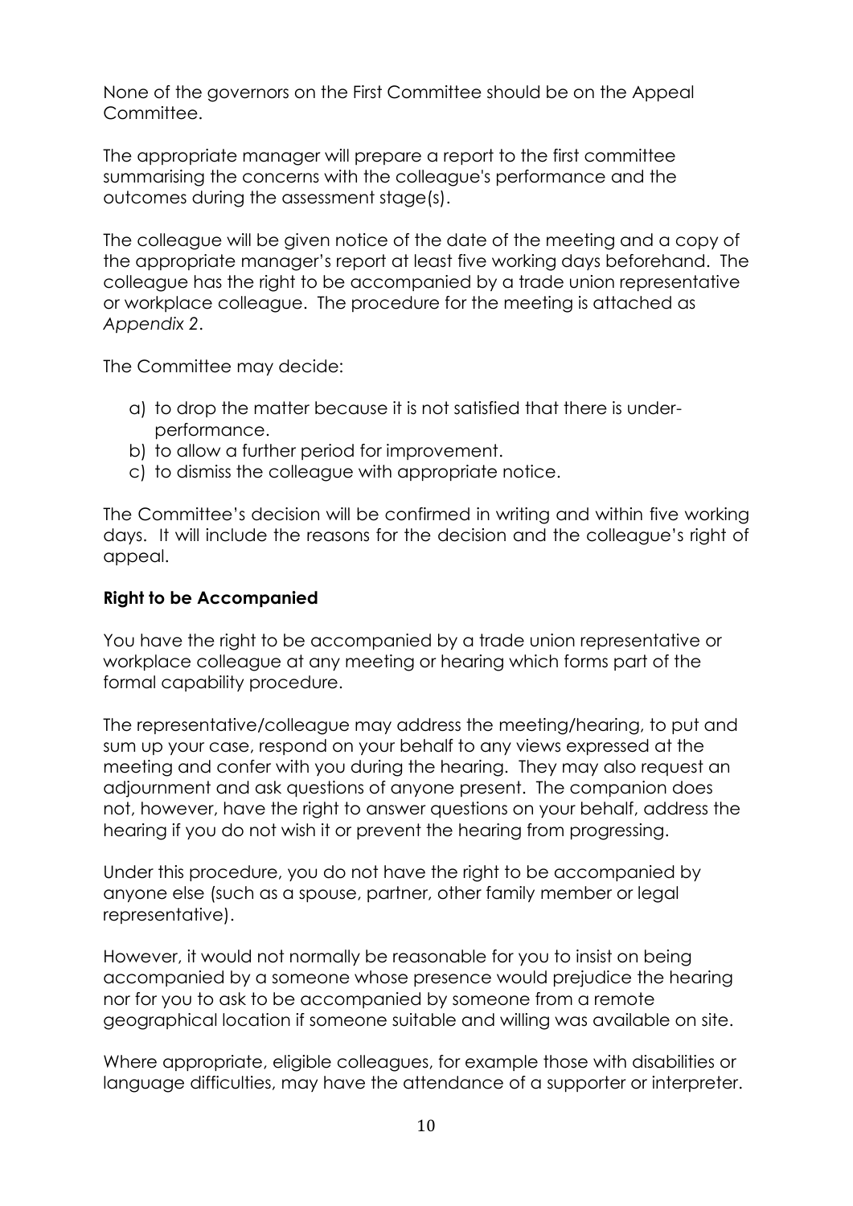None of the governors on the First Committee should be on the Appeal Committee.

The appropriate manager will prepare a report to the first committee summarising the concerns with the colleague's performance and the outcomes during the assessment stage(s).

The colleague will be given notice of the date of the meeting and a copy of the appropriate manager's report at least five working days beforehand. The colleague has the right to be accompanied by a trade union representative or workplace colleague. The procedure for the meeting is attached as *Appendix 2*.

The Committee may decide:

a) to drop the matter because it is not satisfied that there is under-performance.
b) to allow a further period for improvement.
c) to dismiss the colleague with appropriate notice.

The Committee's decision will be confirmed in writing and within five working days. It will include the reasons for the decision and the colleague's right of appeal.

**Right to be Accompanied**

You have the right to be accompanied by a trade union representative or workplace colleague at any meeting or hearing which forms part of the formal capability procedure.

The representative/colleague may address the meeting/hearing, to put and sum up your case, respond on your behalf to any views expressed at the meeting and confer with you during the hearing. They may also request an adjournment and ask questions of anyone present. The companion does not, however, have the right to answer questions on your behalf, address the hearing if you do not wish it or prevent the hearing from progressing.

Under this procedure, you do not have the right to be accompanied by anyone else (such as a spouse, partner, other family member or legal representative).

However, it would not normally be reasonable for you to insist on being accompanied by a someone whose presence would prejudice the hearing nor for you to ask to be accompanied by someone from a remote geographical location if someone suitable and willing was available on site.

Where appropriate, eligible colleagues, for example those with disabilities or language difficulties, may have the attendance of a supporter or interpreter.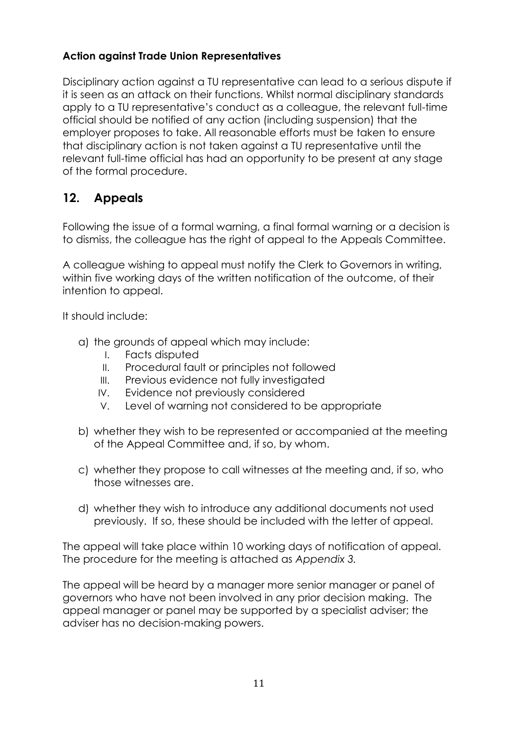**Action against Trade Union Representatives**

Disciplinary action against a TU representative can lead to a serious dispute if it is seen as an attack on their functions. Whilst normal disciplinary standards apply to a TU representative's conduct as a colleague, the relevant full-time official should be notified of any action (including suspension) that the employer proposes to take. All reasonable efforts must be taken to ensure that disciplinary action is not taken against a TU representative until the relevant full-time official has had an opportunity to be present at any stage of the formal procedure.

## 12. Appeals

Following the issue of a formal warning, a final formal warning or a decision is to dismiss, the colleague has the right of appeal to the Appeals Committee.

A colleague wishing to appeal must notify the Clerk to Governors in writing, within five working days of the written notification of the outcome, of their intention to appeal.

It should include:

a) the grounds of appeal which may include:
   I. Facts disputed
   II. Procedural fault or principles not followed
   III. Previous evidence not fully investigated
   IV. Evidence not previously considered
   V. Level of warning not considered to be appropriate

b) whether they wish to be represented or accompanied at the meeting of the Appeal Committee and, if so, by whom.

c) whether they propose to call witnesses at the meeting and, if so, who those witnesses are.

d) whether they wish to introduce any additional documents not used previously. If so, these should be included with the letter of appeal.

The appeal will take place within 10 working days of notification of appeal. The procedure for the meeting is attached as *Appendix 3.*

The appeal will be heard by a manager more senior manager or panel of governors who have not been involved in any prior decision making. The appeal manager or panel may be supported by a specialist adviser; the adviser has no decision-making powers.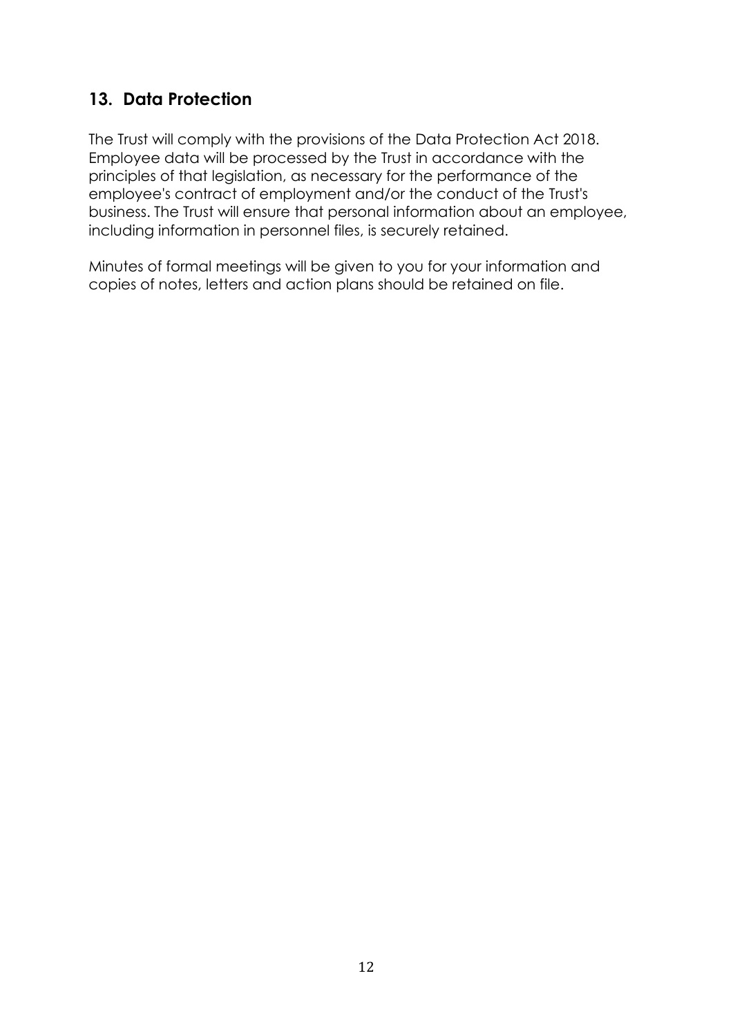## 13. Data Protection

The Trust will comply with the provisions of the Data Protection Act 2018. Employee data will be processed by the Trust in accordance with the principles of that legislation, as necessary for the performance of the employee's contract of employment and/or the conduct of the Trust's business. The Trust will ensure that personal information about an employee, including information in personnel files, is securely retained.

Minutes of formal meetings will be given to you for your information and copies of notes, letters and action plans should be retained on file.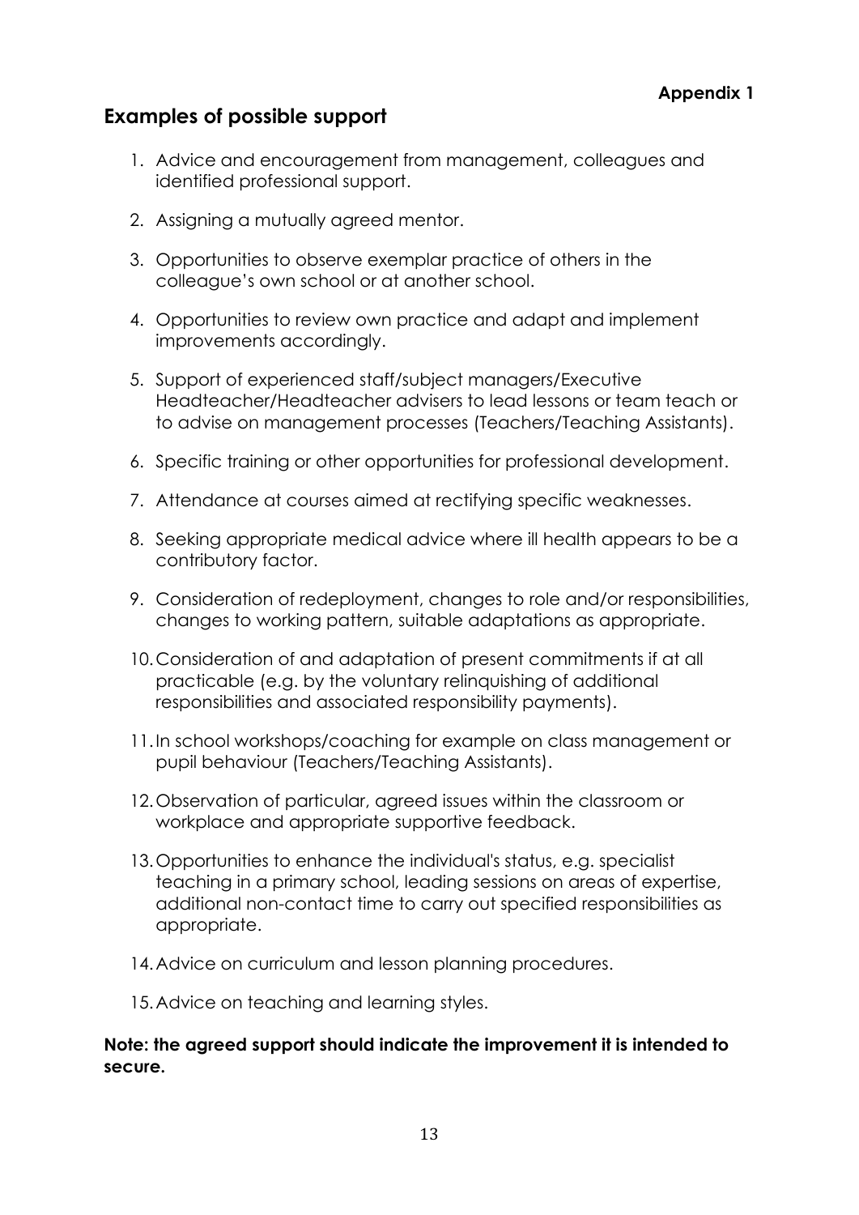**Appendix 1**

## Examples of possible support

1. Advice and encouragement from management, colleagues and identified professional support.
2. Assigning a mutually agreed mentor.
3. Opportunities to observe exemplar practice of others in the colleague’s own school or at another school.
4. Opportunities to review own practice and adapt and implement improvements accordingly.
5. Support of experienced staff/subject managers/Executive Headteacher/Headteacher advisers to lead lessons or team teach or to advise on management processes (Teachers/Teaching Assistants).
6. Specific training or other opportunities for professional development.
7. Attendance at courses aimed at rectifying specific weaknesses.
8. Seeking appropriate medical advice where ill health appears to be a contributory factor.
9. Consideration of redeployment, changes to role and/or responsibilities, changes to working pattern, suitable adaptations as appropriate.
10. Consideration of and adaptation of present commitments if at all practicable (e.g. by the voluntary relinquishing of additional responsibilities and associated responsibility payments).
11. In school workshops/coaching for example on class management or pupil behaviour (Teachers/Teaching Assistants).
12. Observation of particular, agreed issues within the classroom or workplace and appropriate supportive feedback.
13. Opportunities to enhance the individual's status, e.g. specialist teaching in a primary school, leading sessions on areas of expertise, additional non-contact time to carry out specified responsibilities as appropriate.
14. Advice on curriculum and lesson planning procedures.
15. Advice on teaching and learning styles.

**Note: the agreed support should indicate the improvement it is intended to secure.**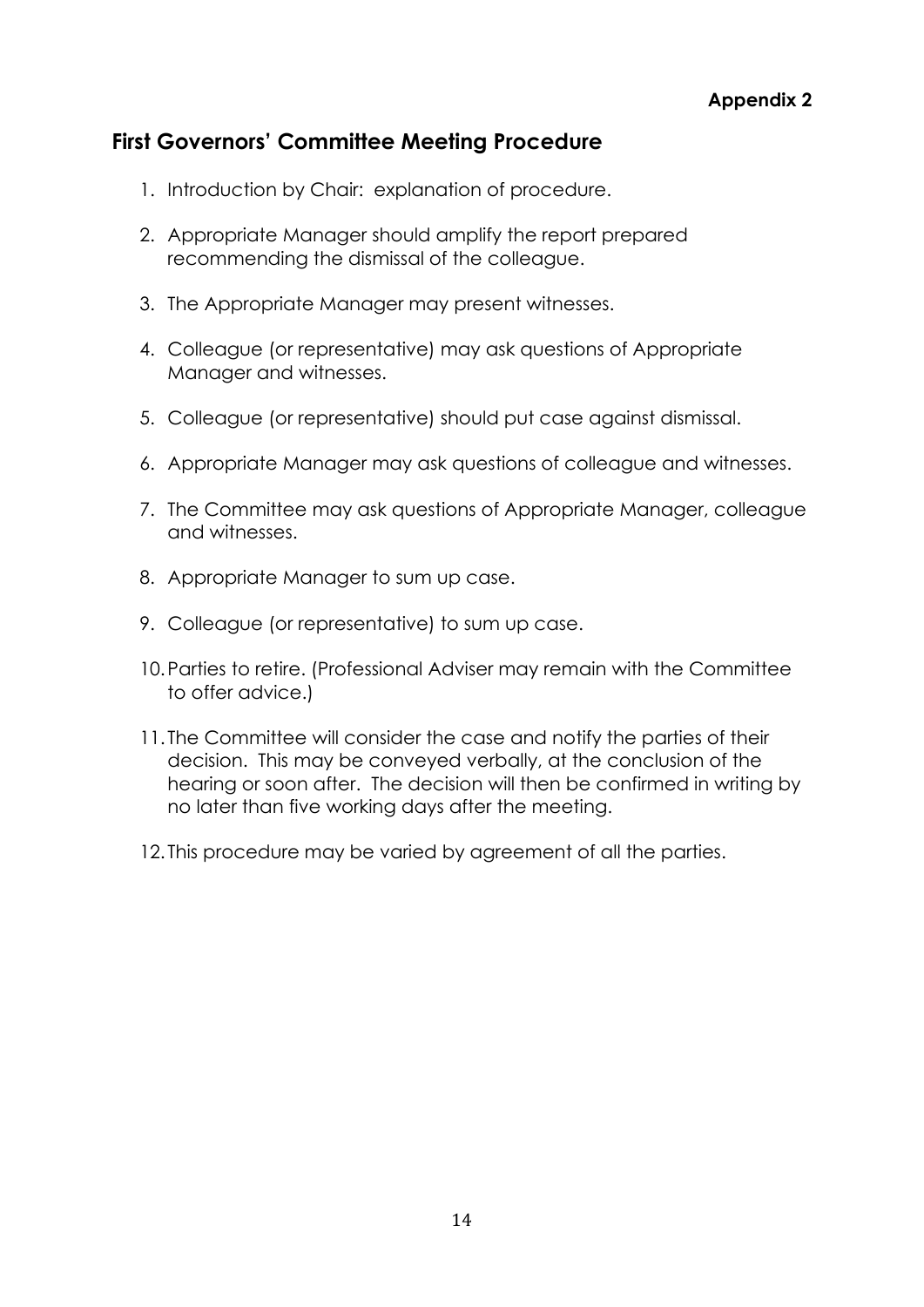**Appendix 2**

## First Governors' Committee Meeting Procedure

1. Introduction by Chair: explanation of procedure.

2. Appropriate Manager should amplify the report prepared recommending the dismissal of the colleague.

3. The Appropriate Manager may present witnesses.

4. Colleague (or representative) may ask questions of Appropriate Manager and witnesses.

5. Colleague (or representative) should put case against dismissal.

6. Appropriate Manager may ask questions of colleague and witnesses.

7. The Committee may ask questions of Appropriate Manager, colleague and witnesses.

8. Appropriate Manager to sum up case.

9. Colleague (or representative) to sum up case.

10. Parties to retire. (Professional Adviser may remain with the Committee to offer advice.)

11. The Committee will consider the case and notify the parties of their decision. This may be conveyed verbally, at the conclusion of the hearing or soon after. The decision will then be confirmed in writing by no later than five working days after the meeting.

12. This procedure may be varied by agreement of all the parties.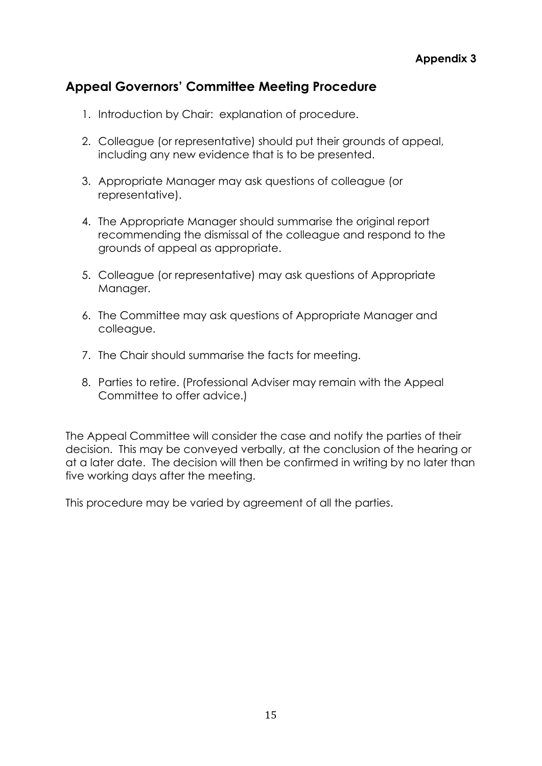**Appendix 3**

## Appeal Governors' Committee Meeting Procedure

1. Introduction by Chair: explanation of procedure.
2. Colleague (or representative) should put their grounds of appeal, including any new evidence that is to be presented.
3. Appropriate Manager may ask questions of colleague (or representative).
4. The Appropriate Manager should summarise the original report recommending the dismissal of the colleague and respond to the grounds of appeal as appropriate.
5. Colleague (or representative) may ask questions of Appropriate Manager.
6. The Committee may ask questions of Appropriate Manager and colleague.
7. The Chair should summarise the facts for meeting.
8. Parties to retire. (Professional Adviser may remain with the Appeal Committee to offer advice.)

The Appeal Committee will consider the case and notify the parties of their decision. This may be conveyed verbally, at the conclusion of the hearing or at a later date. The decision will then be confirmed in writing by no later than five working days after the meeting.

This procedure may be varied by agreement of all the parties.